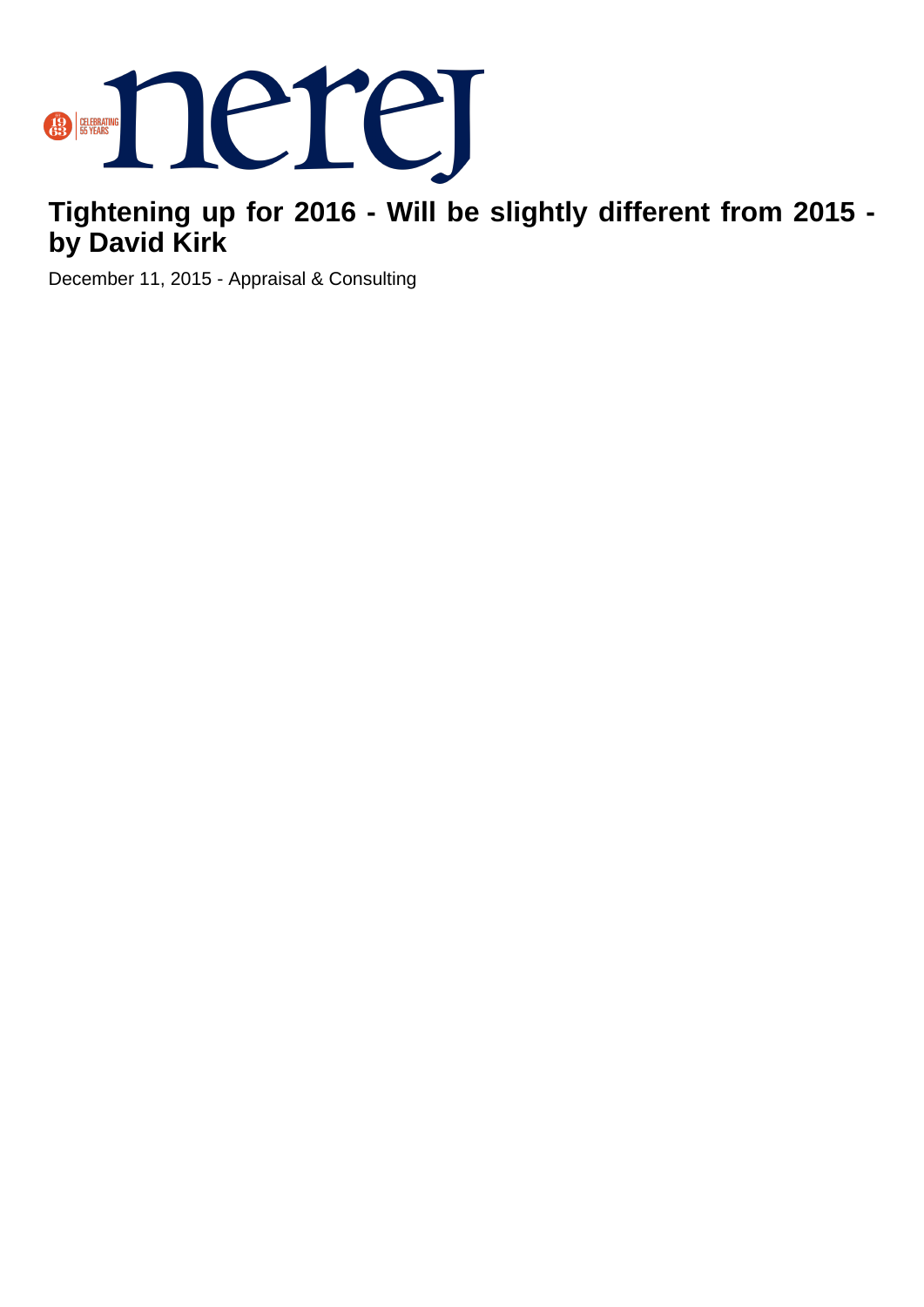# Tightening up for 2016 - Will be slightly different from 2015 - by David Kirk

December 11, 2015 - Appraisal & Consulting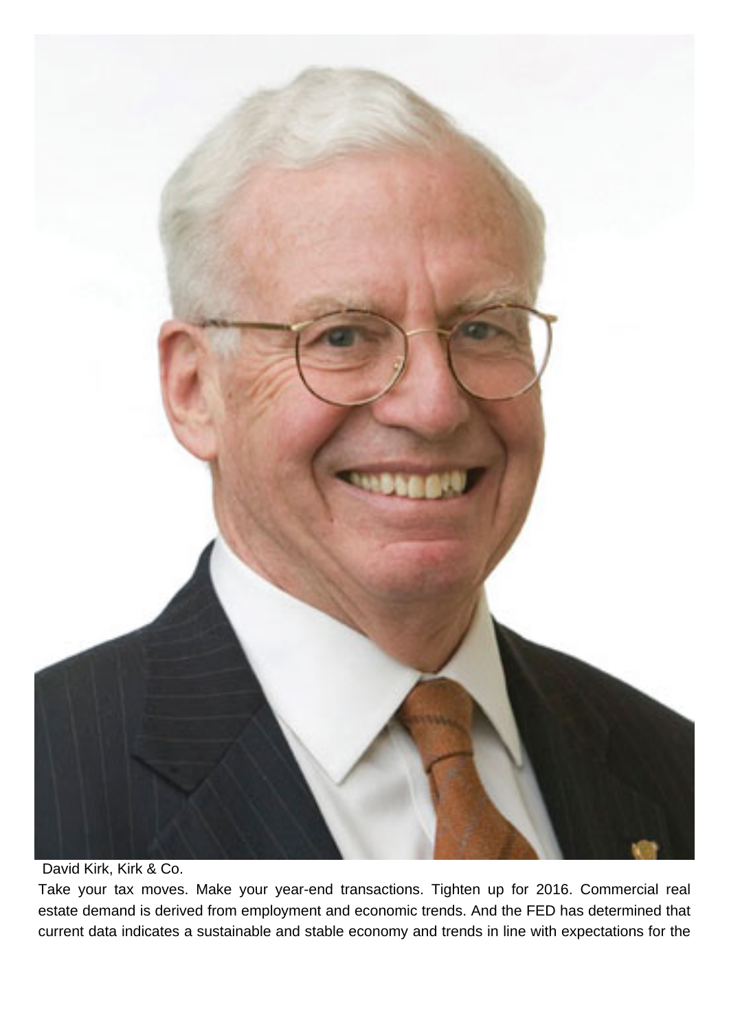David Kirk, Kirk & Co.

Take your tax moves. Make your year-end transactions. Tighten up for 2016. Commercial real estate demand is derived from employment and economic trends. And the FED has determined that current data indicates a sustainable and stable economy and trends in line with expectations for the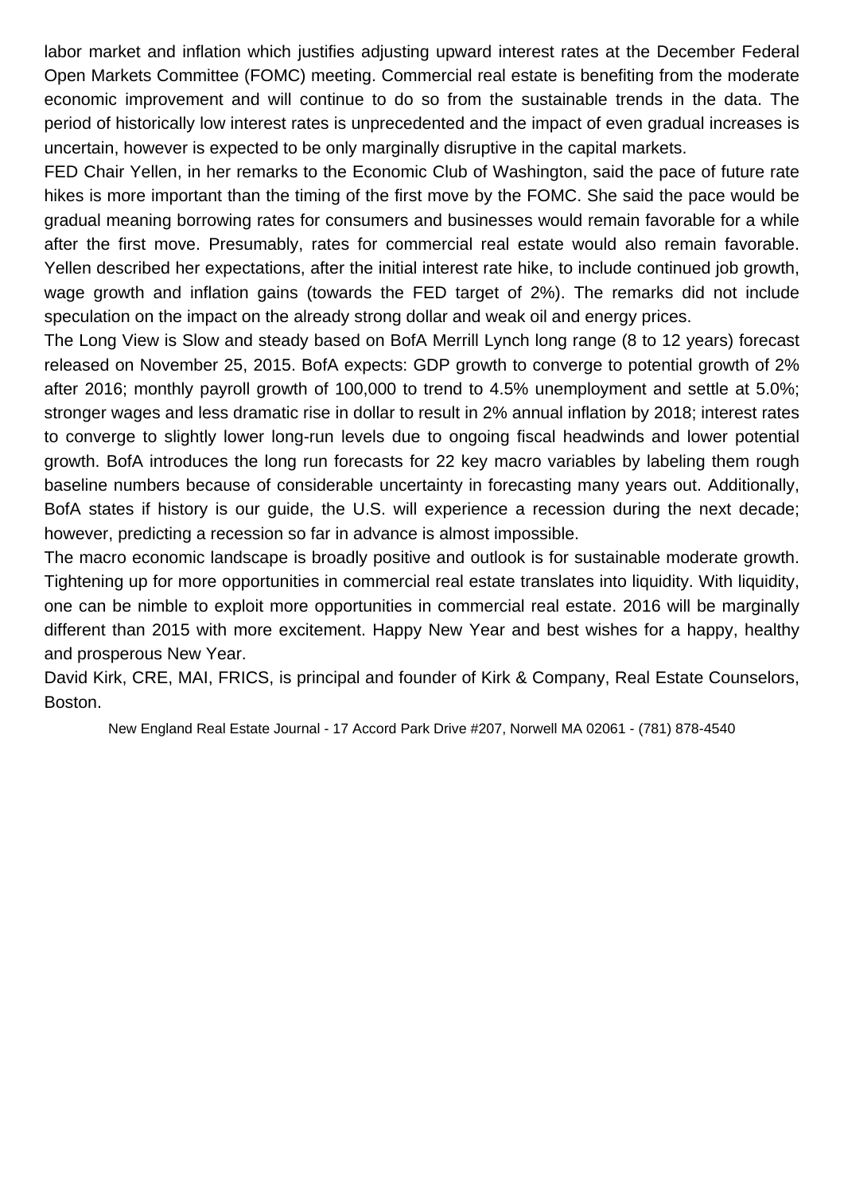labor market and inflation which justifies adjusting upward interest rates at the December Federal Open Markets Committee (FOMC) meeting. Commercial real estate is benefiting from the moderate economic improvement and will continue to do so from the sustainable trends in the data. The period of historically low interest rates is unprecedented and the impact of even gradual increases is uncertain, however is expected to be only marginally disruptive in the capital markets.

FED Chair Yellen, in her remarks to the Economic Club of Washington, said the pace of future rate hikes is more important than the timing of the first move by the FOMC. She said the pace would be gradual meaning borrowing rates for consumers and businesses would remain favorable for a while after the first move. Presumably, rates for commercial real estate would also remain favorable. Yellen described her expectations, after the initial interest rate hike, to include continued job growth, wage growth and inflation gains (towards the FED target of 2%). The remarks did not include speculation on the impact on the already strong dollar and weak oil and energy prices.

The Long View is Slow and steady based on BofA Merrill Lynch long range (8 to 12 years) forecast released on November 25, 2015. BofA expects: GDP growth to converge to potential growth of 2% after 2016; monthly payroll growth of 100,000 to trend to 4.5% unemployment and settle at 5.0%; stronger wages and less dramatic rise in dollar to result in 2% annual inflation by 2018; interest rates to converge to slightly lower long-run levels due to ongoing fiscal headwinds and lower potential growth. BofA introduces the long run forecasts for 22 key macro variables by labeling them rough baseline numbers because of considerable uncertainty in forecasting many years out. Additionally, BofA states if history is our guide, the U.S. will experience a recession during the next decade; however, predicting a recession so far in advance is almost impossible.

The macro economic landscape is broadly positive and outlook is for sustainable moderate growth. Tightening up for more opportunities in commercial real estate translates into liquidity. With liquidity, one can be nimble to exploit more opportunities in commercial real estate. 2016 will be marginally different than 2015 with more excitement. Happy New Year and best wishes for a happy, healthy and prosperous New Year.

David Kirk, CRE, MAI, FRICS, is principal and founder of Kirk & Company, Real Estate Counselors, Boston.